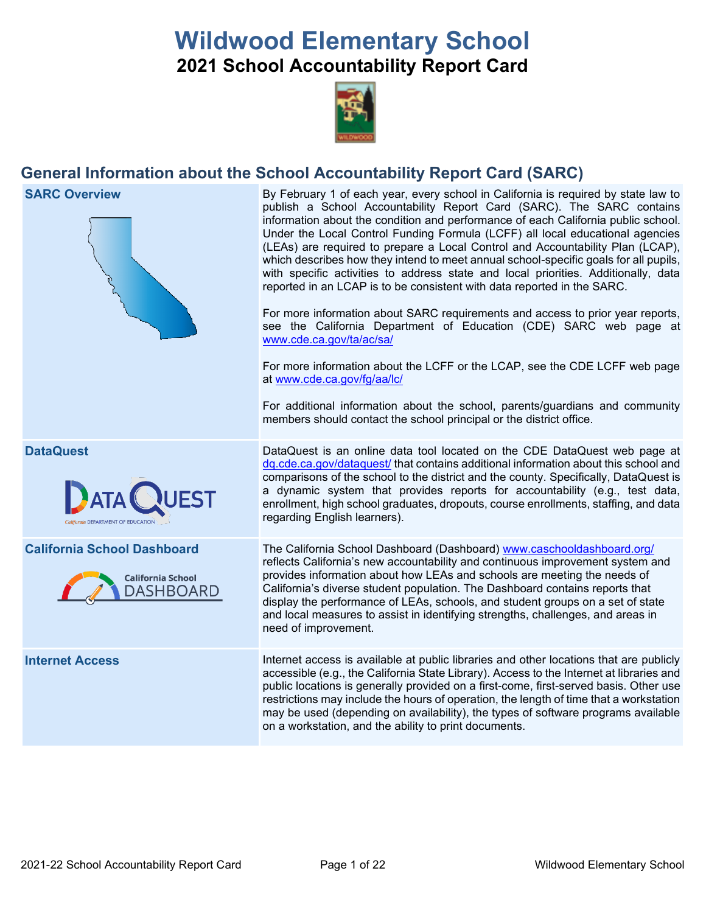# Wildwood Elementary School

## 2021 School Accountability Report Card

## General Information about the School Accountability Report Card (SARC)

| | |
|---|---|
| **SARC Overview** | By February 1 of each year, every school in California is required by state law to publish a School Accountability Report Card (SARC). The SARC contains information about the condition and performance of each California public school. Under the Local Control Funding Formula (LCFF) all local educational agencies (LEAs) are required to prepare a Local Control and Accountability Plan (LCAP), which describes how they intend to meet annual school-specific goals for all pupils, with specific activities to address state and local priorities. Additionally, data reported in an LCAP is to be consistent with data reported in the SARC.<br><br>For more information about SARC requirements and access to prior year reports, see the California Department of Education (CDE) SARC web page at [www.cde.ca.gov/ta/ac/sa/](www.cde.ca.gov/ta/ac/sa/)<br><br>For more information about the LCFF or the LCAP, see the CDE LCFF web page at [www.cde.ca.gov/fg/aa/lc/](www.cde.ca.gov/fg/aa/lc/)<br><br>For additional information about the school, parents/guardians and community members should contact the school principal or the district office. |
| **DataQuest** | DataQuest is an online data tool located on the CDE DataQuest web page at [dq.cde.ca.gov/dataquest/](dq.cde.ca.gov/dataquest/) that contains additional information about this school and comparisons of the school to the district and the county. Specifically, DataQuest is a dynamic system that provides reports for accountability (e.g., test data, enrollment, high school graduates, dropouts, course enrollments, staffing, and data regarding English learners). |
| **California School Dashboard** | The California School Dashboard (Dashboard) [www.caschooldashboard.org/](www.caschooldashboard.org/) reflects California's new accountability and continuous improvement system and provides information about how LEAs and schools are meeting the needs of California's diverse student population. The Dashboard contains reports that display the performance of LEAs, schools, and student groups on a set of state and local measures to assist in identifying strengths, challenges, and areas in need of improvement. |
| **Internet Access** | Internet access is available at public libraries and other locations that are publicly accessible (e.g., the California State Library). Access to the Internet at libraries and public locations is generally provided on a first-come, first-served basis. Other use restrictions may include the hours of operation, the length of time that a workstation may be used (depending on availability), the types of software programs available on a workstation, and the ability to print documents. |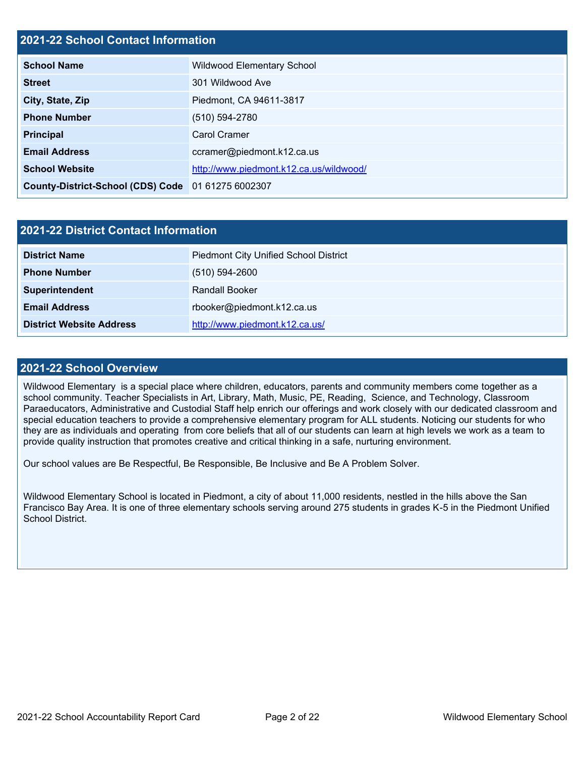## 2021-22 School Contact Information

| | |
|---|---|
| **School Name** | Wildwood Elementary School |
| **Street** | 301 Wildwood Ave |
| **City, State, Zip** | Piedmont, CA 94611-3817 |
| **Phone Number** | (510) 594-2780 |
| **Principal** | Carol Cramer |
| **Email Address** | ccramer@piedmont.k12.ca.us |
| **School Website** | http://www.piedmont.k12.ca.us/wildwood/ |
| **County-District-School (CDS) Code** | 01 61275 6002307 |

## 2021-22 District Contact Information

| | |
|---|---|
| **District Name** | Piedmont City Unified School District |
| **Phone Number** | (510) 594-2600 |
| **Superintendent** | Randall Booker |
| **Email Address** | rbooker@piedmont.k12.ca.us |
| **District Website Address** | http://www.piedmont.k12.ca.us/ |

## 2021-22 School Overview

Wildwood Elementary is a special place where children, educators, parents and community members come together as a school community. Teacher Specialists in Art, Library, Math, Music, PE, Reading, Science, and Technology, Classroom Paraeducators, Administrative and Custodial Staff help enrich our offerings and work closely with our dedicated classroom and special education teachers to provide a comprehensive elementary program for ALL students. Noticing our students for who they are as individuals and operating from core beliefs that all of our students can learn at high levels we work as a team to provide quality instruction that promotes creative and critical thinking in a safe, nurturing environment.

Our school values are Be Respectful, Be Responsible, Be Inclusive and Be A Problem Solver.

Wildwood Elementary School is located in Piedmont, a city of about 11,000 residents, nestled in the hills above the San Francisco Bay Area. It is one of three elementary schools serving around 275 students in grades K-5 in the Piedmont Unified School District.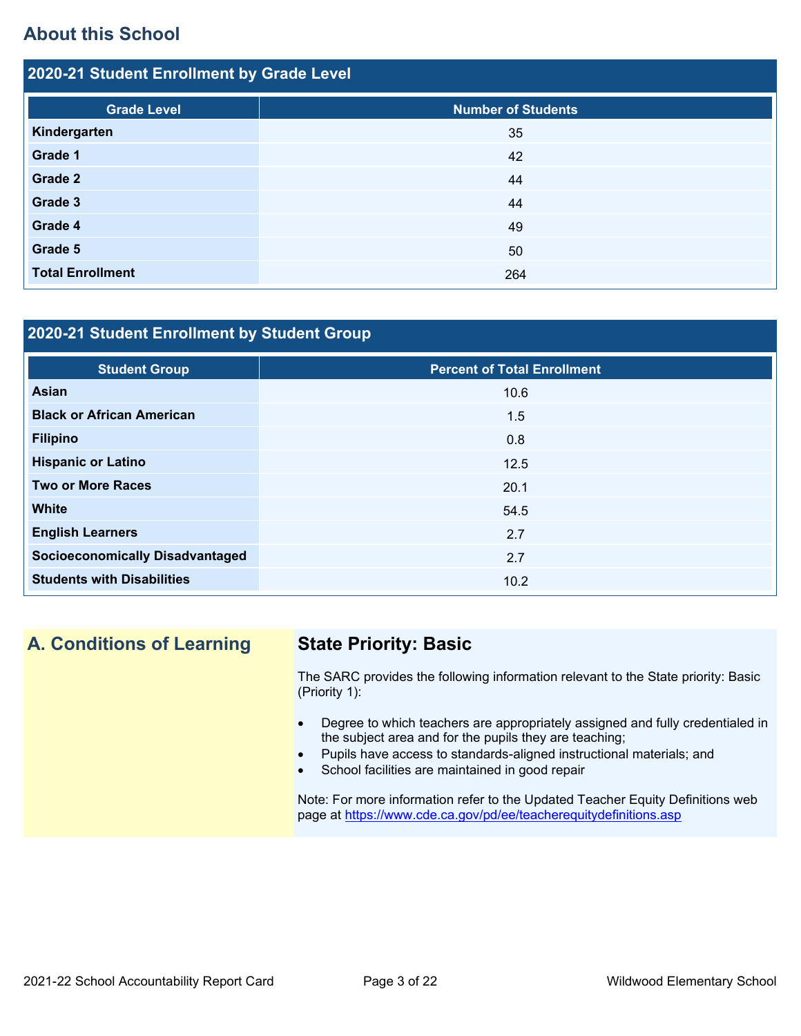## About this School

### 2020-21 Student Enrollment by Grade Level

| Grade Level | Number of Students |
|---|---|
| **Kindergarten** | 35 |
| **Grade 1** | 42 |
| **Grade 2** | 44 |
| **Grade 3** | 44 |
| **Grade 4** | 49 |
| **Grade 5** | 50 |
| **Total Enrollment** | 264 |

### 2020-21 Student Enrollment by Student Group

| Student Group | Percent of Total Enrollment |
|---|---|
| **Asian** | 10.6 |
| **Black or African American** | 1.5 |
| **Filipino** | 0.8 |
| **Hispanic or Latino** | 12.5 |
| **Two or More Races** | 20.1 |
| **White** | 54.5 |
| **English Learners** | 2.7 |
| **Socioeconomically Disadvantaged** | 2.7 |
| **Students with Disabilities** | 10.2 |

## A. Conditions of Learning

### State Priority: Basic

The SARC provides the following information relevant to the State priority: Basic (Priority 1):

- Degree to which teachers are appropriately assigned and fully credentialed in the subject area and for the pupils they are teaching;
- Pupils have access to standards-aligned instructional materials; and
- School facilities are maintained in good repair

Note: For more information refer to the Updated Teacher Equity Definitions web page at https://www.cde.ca.gov/pd/ee/teacherequitydefinitions.asp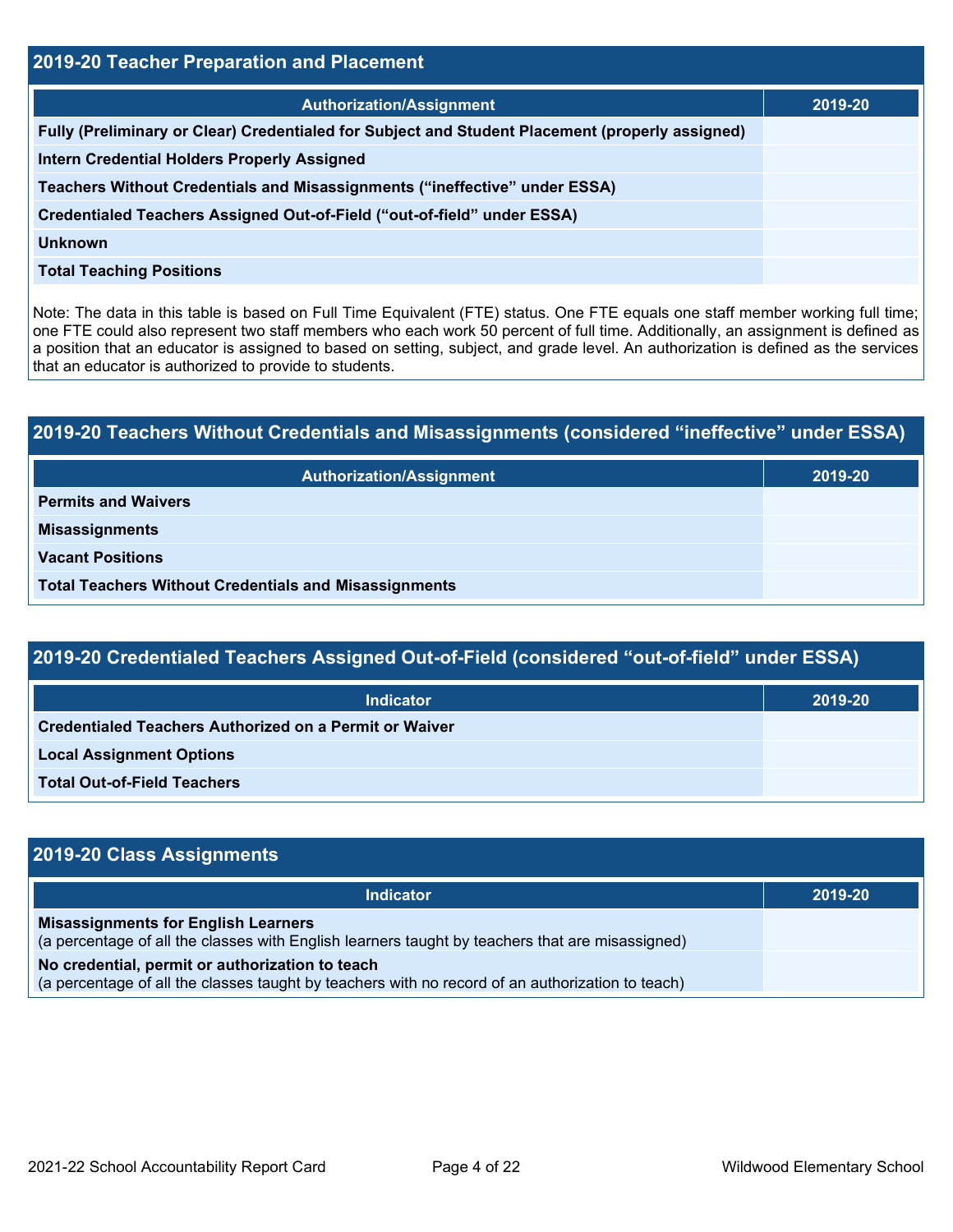## 2019-20 Teacher Preparation and Placement

| Authorization/Assignment | 2019-20 |
|---|---|
| **Fully (Preliminary or Clear) Credentialed for Subject and Student Placement (properly assigned)** | |
| **Intern Credential Holders Properly Assigned** | |
| **Teachers Without Credentials and Misassignments ("ineffective" under ESSA)** | |
| **Credentialed Teachers Assigned Out-of-Field ("out-of-field" under ESSA)** | |
| **Unknown** | |
| **Total Teaching Positions** | |

Note: The data in this table is based on Full Time Equivalent (FTE) status. One FTE equals one staff member working full time; one FTE could also represent two staff members who each work 50 percent of full time. Additionally, an assignment is defined as a position that an educator is assigned to based on setting, subject, and grade level. An authorization is defined as the services that an educator is authorized to provide to students.

## 2019-20 Teachers Without Credentials and Misassignments (considered "ineffective" under ESSA)

| Authorization/Assignment | 2019-20 |
|---|---|
| **Permits and Waivers** | |
| **Misassignments** | |
| **Vacant Positions** | |
| **Total Teachers Without Credentials and Misassignments** | |

## 2019-20 Credentialed Teachers Assigned Out-of-Field (considered "out-of-field" under ESSA)

| Indicator | 2019-20 |
|---|---|
| **Credentialed Teachers Authorized on a Permit or Waiver** | |
| **Local Assignment Options** | |
| **Total Out-of-Field Teachers** | |

## 2019-20 Class Assignments

| Indicator | 2019-20 |
|---|---|
| **Misassignments for English Learners** (a percentage of all the classes with English learners taught by teachers that are misassigned) | |
| **No credential, permit or authorization to teach** (a percentage of all the classes taught by teachers with no record of an authorization to teach) | |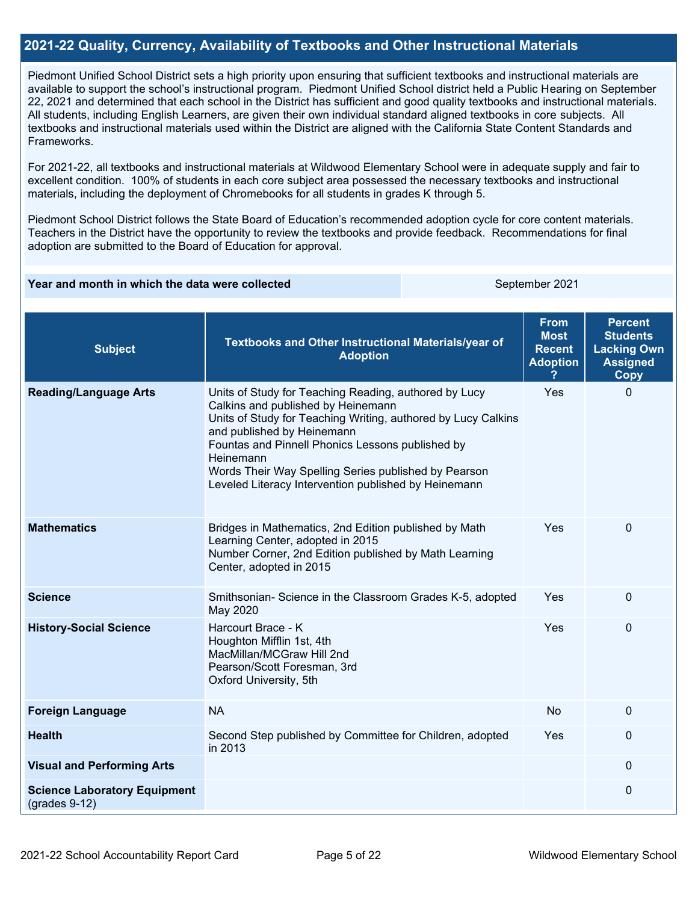## 2021-22 Quality, Currency, Availability of Textbooks and Other Instructional Materials

Piedmont Unified School District sets a high priority upon ensuring that sufficient textbooks and instructional materials are available to support the school's instructional program. Piedmont Unified School district held a Public Hearing on September 22, 2021 and determined that each school in the District has sufficient and good quality textbooks and instructional materials. All students, including English Learners, are given their own individual standard aligned textbooks in core subjects. All textbooks and instructional materials used within the District are aligned with the California State Content Standards and Frameworks.

For 2021-22, all textbooks and instructional materials at Wildwood Elementary School were in adequate supply and fair to excellent condition. 100% of students in each core subject area possessed the necessary textbooks and instructional materials, including the deployment of Chromebooks for all students in grades K through 5.

Piedmont School District follows the State Board of Education's recommended adoption cycle for core content materials. Teachers in the District have the opportunity to review the textbooks and provide feedback. Recommendations for final adoption are submitted to the Board of Education for approval.

| Year and month in which the data were collected | September 2021 |
|---|---|

| Subject | Textbooks and Other Instructional Materials/year of Adoption | From Most Recent Adoption ? | Percent Students Lacking Own Assigned Copy |
|---|---|---|---|
| **Reading/Language Arts** | Units of Study for Teaching Reading, authored by Lucy Calkins and published by Heinemann<br>Units of Study for Teaching Writing, authored by Lucy Calkins and published by Heinemann<br>Fountas and Pinnell Phonics Lessons published by Heinemann<br>Words Their Way Spelling Series published by Pearson<br>Leveled Literacy Intervention published by Heinemann | Yes | 0 |
| **Mathematics** | Bridges in Mathematics, 2nd Edition published by Math Learning Center, adopted in 2015<br>Number Corner, 2nd Edition published by Math Learning Center, adopted in 2015 | Yes | 0 |
| **Science** | Smithsonian- Science in the Classroom Grades K-5, adopted May 2020 | Yes | 0 |
| **History-Social Science** | Harcourt Brace - K<br>Houghton Mifflin 1st, 4th<br>MacMillan/MCGraw Hill 2nd<br>Pearson/Scott Foresman, 3rd<br>Oxford University, 5th | Yes | 0 |
| **Foreign Language** | NA | No | 0 |
| **Health** | Second Step published by Committee for Children, adopted in 2013 | Yes | 0 |
| **Visual and Performing Arts** | | | 0 |
| **Science Laboratory Equipment** (grades 9-12) | | | 0 |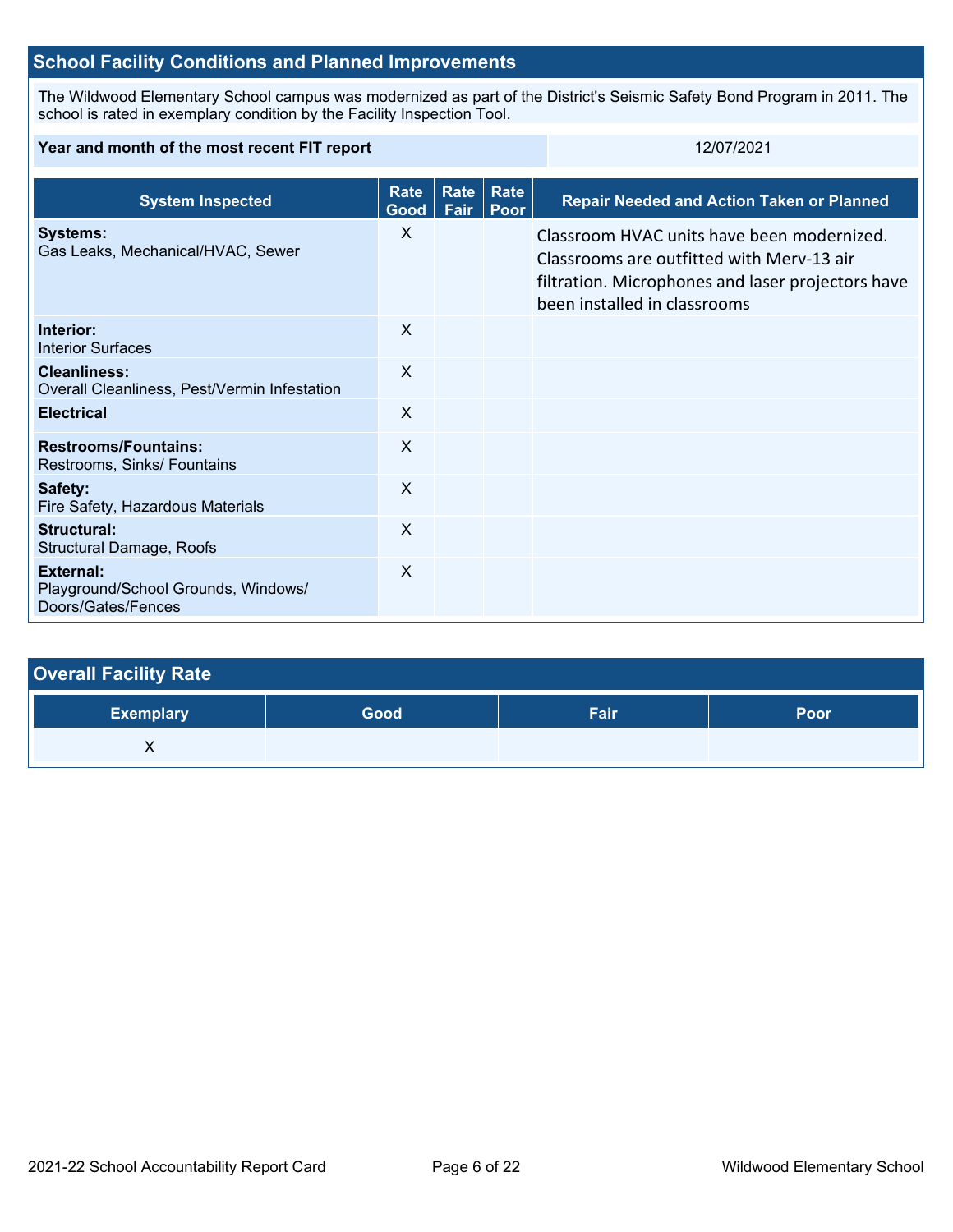## School Facility Conditions and Planned Improvements

The Wildwood Elementary School campus was modernized as part of the District's Seismic Safety Bond Program in 2011. The school is rated in exemplary condition by the Facility Inspection Tool.

| Year and month of the most recent FIT report | 12/07/2021 |
| --- | --- |

| System Inspected | Rate Good | Rate Fair | Rate Poor | Repair Needed and Action Taken or Planned |
| --- | --- | --- | --- | --- |
| **Systems:** Gas Leaks, Mechanical/HVAC, Sewer | X | | | Classroom HVAC units have been modernized. Classrooms are outfitted with Merv-13 air filtration. Microphones and laser projectors have been installed in classrooms |
| **Interior:** Interior Surfaces | X | | | |
| **Cleanliness:** Overall Cleanliness, Pest/Vermin Infestation | X | | | |
| **Electrical** | X | | | |
| **Restrooms/Fountains:** Restrooms, Sinks/ Fountains | X | | | |
| **Safety:** Fire Safety, Hazardous Materials | X | | | |
| **Structural:** Structural Damage, Roofs | X | | | |
| **External:** Playground/School Grounds, Windows/ Doors/Gates/Fences | X | | | |

## Overall Facility Rate

| Exemplary | Good | Fair | Poor |
| --- | --- | --- | --- |
| X | | | |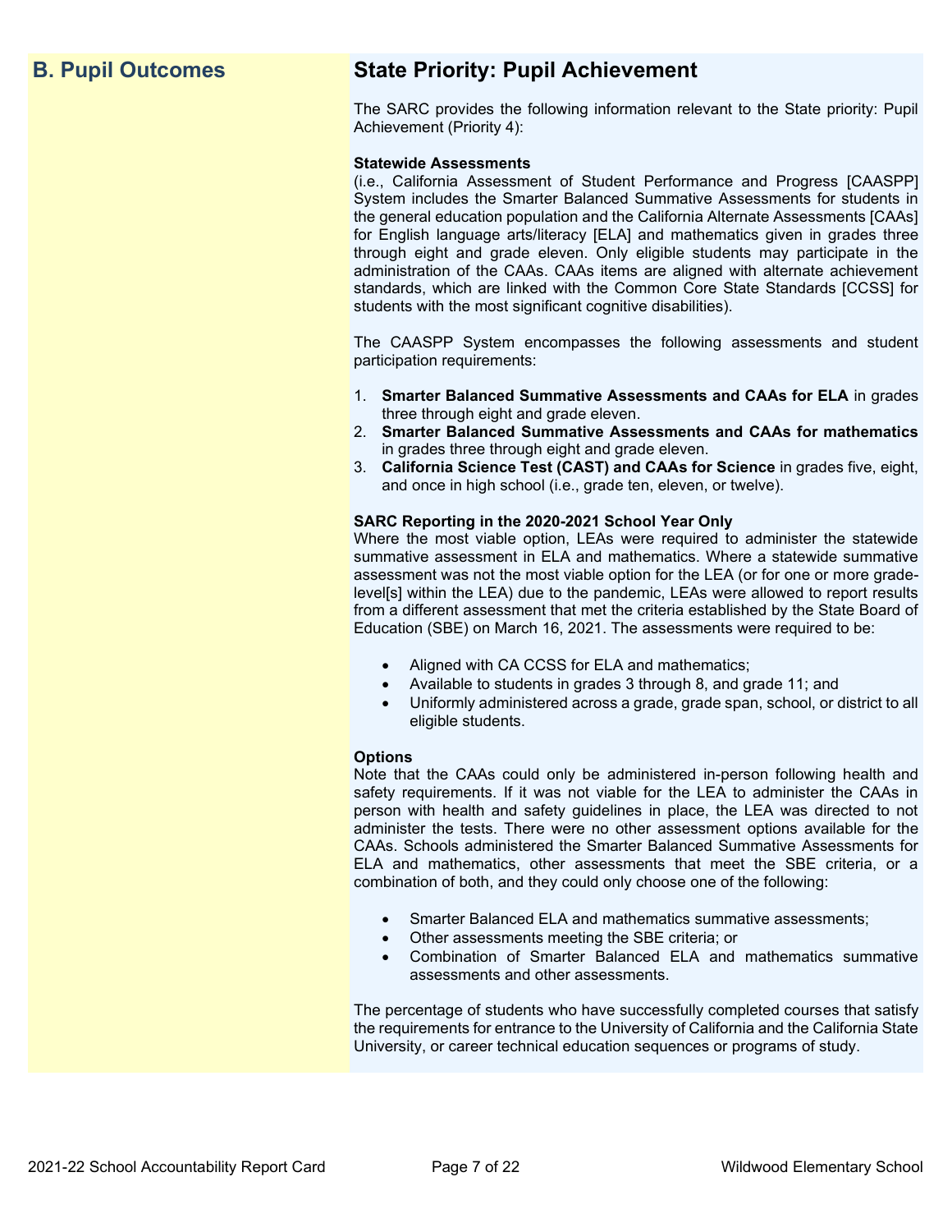## B. Pupil Outcomes

## State Priority: Pupil Achievement

The SARC provides the following information relevant to the State priority: Pupil Achievement (Priority 4):

**Statewide Assessments**
(i.e., California Assessment of Student Performance and Progress [CAASPP] System includes the Smarter Balanced Summative Assessments for students in the general education population and the California Alternate Assessments [CAAs] for English language arts/literacy [ELA] and mathematics given in grades three through eight and grade eleven. Only eligible students may participate in the administration of the CAAs. CAAs items are aligned with alternate achievement standards, which are linked with the Common Core State Standards [CCSS] for students with the most significant cognitive disabilities).

The CAASPP System encompasses the following assessments and student participation requirements:

1. **Smarter Balanced Summative Assessments and CAAs for ELA** in grades three through eight and grade eleven.
2. **Smarter Balanced Summative Assessments and CAAs for mathematics** in grades three through eight and grade eleven.
3. **California Science Test (CAST) and CAAs for Science** in grades five, eight, and once in high school (i.e., grade ten, eleven, or twelve).

**SARC Reporting in the 2020-2021 School Year Only**
Where the most viable option, LEAs were required to administer the statewide summative assessment in ELA and mathematics. Where a statewide summative assessment was not the most viable option for the LEA (or for one or more grade-level[s] within the LEA) due to the pandemic, LEAs were allowed to report results from a different assessment that met the criteria established by the State Board of Education (SBE) on March 16, 2021. The assessments were required to be:

- Aligned with CA CCSS for ELA and mathematics;
- Available to students in grades 3 through 8, and grade 11; and
- Uniformly administered across a grade, grade span, school, or district to all eligible students.

**Options**
Note that the CAAs could only be administered in-person following health and safety requirements. If it was not viable for the LEA to administer the CAAs in person with health and safety guidelines in place, the LEA was directed to not administer the tests. There were no other assessment options available for the CAAs. Schools administered the Smarter Balanced Summative Assessments for ELA and mathematics, other assessments that meet the SBE criteria, or a combination of both, and they could only choose one of the following:

- Smarter Balanced ELA and mathematics summative assessments;
- Other assessments meeting the SBE criteria; or
- Combination of Smarter Balanced ELA and mathematics summative assessments and other assessments.

The percentage of students who have successfully completed courses that satisfy the requirements for entrance to the University of California and the California State University, or career technical education sequences or programs of study.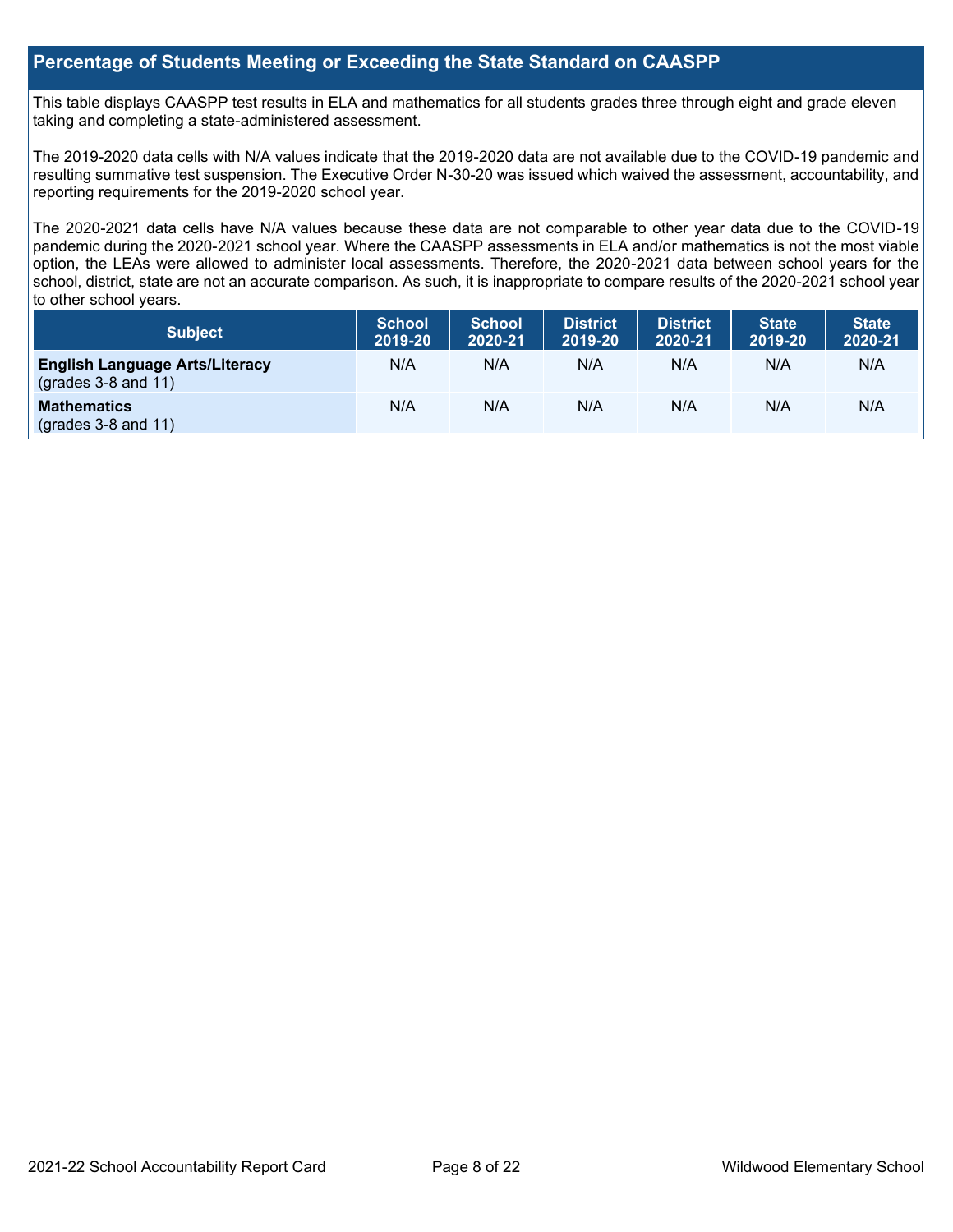## Percentage of Students Meeting or Exceeding the State Standard on CAASPP

This table displays CAASPP test results in ELA and mathematics for all students grades three through eight and grade eleven taking and completing a state-administered assessment.

The 2019-2020 data cells with N/A values indicate that the 2019-2020 data are not available due to the COVID-19 pandemic and resulting summative test suspension. The Executive Order N-30-20 was issued which waived the assessment, accountability, and reporting requirements for the 2019-2020 school year.

The 2020-2021 data cells have N/A values because these data are not comparable to other year data due to the COVID-19 pandemic during the 2020-2021 school year. Where the CAASPP assessments in ELA and/or mathematics is not the most viable option, the LEAs were allowed to administer local assessments. Therefore, the 2020-2021 data between school years for the school, district, state are not an accurate comparison. As such, it is inappropriate to compare results of the 2020-2021 school year to other school years.

| Subject | School 2019-20 | School 2020-21 | District 2019-20 | District 2020-21 | State 2019-20 | State 2020-21 |
|---|---|---|---|---|---|---|
| **English Language Arts/Literacy** (grades 3-8 and 11) | N/A | N/A | N/A | N/A | N/A | N/A |
| **Mathematics** (grades 3-8 and 11) | N/A | N/A | N/A | N/A | N/A | N/A |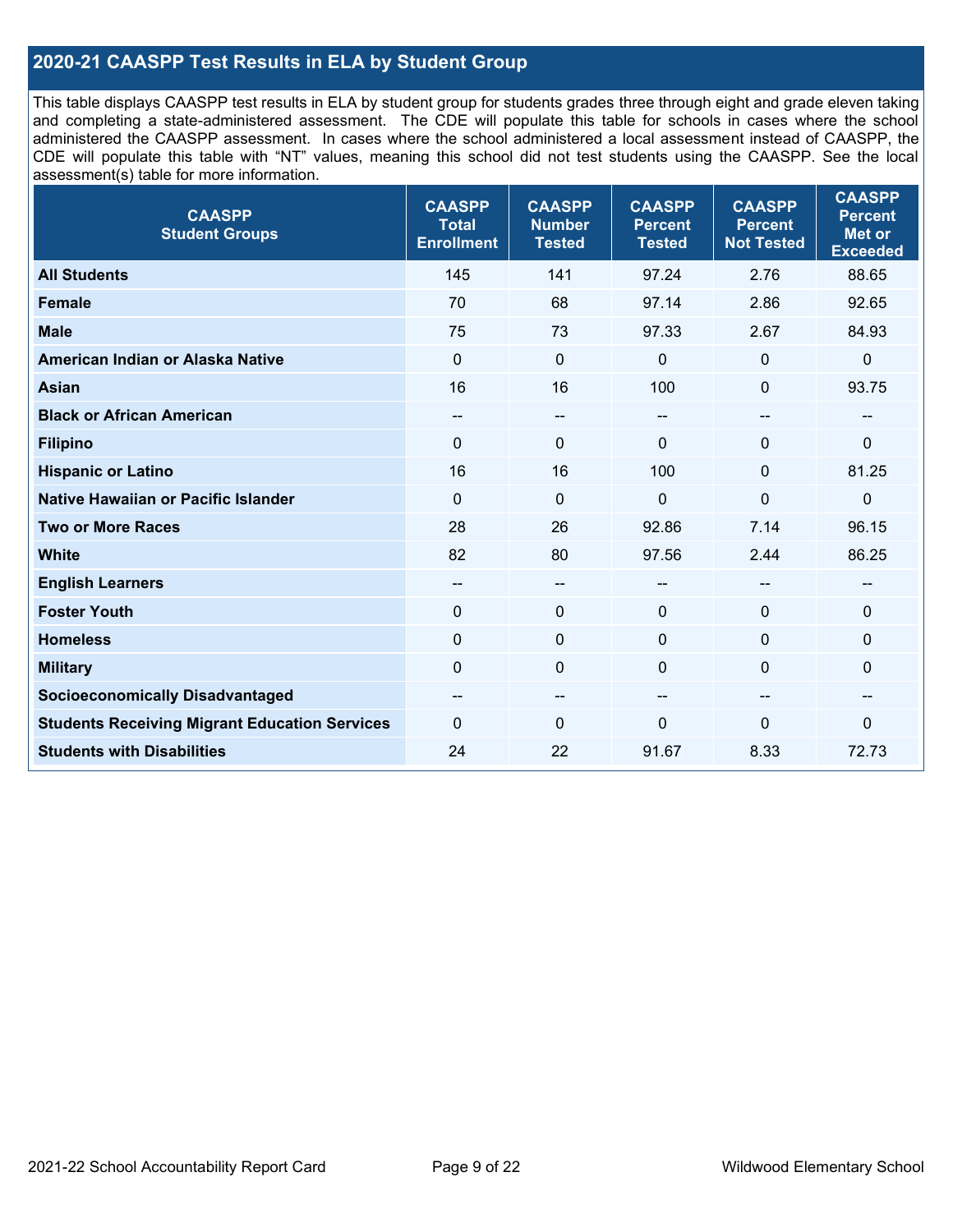## 2020-21 CAASPP Test Results in ELA by Student Group

This table displays CAASPP test results in ELA by student group for students grades three through eight and grade eleven taking and completing a state-administered assessment. The CDE will populate this table for schools in cases where the school administered the CAASPP assessment. In cases where the school administered a local assessment instead of CAASPP, the CDE will populate this table with "NT" values, meaning this school did not test students using the CAASPP. See the local assessment(s) table for more information.

| CAASPP Student Groups | CAASPP Total Enrollment | CAASPP Number Tested | CAASPP Percent Tested | CAASPP Percent Not Tested | CAASPP Percent Met or Exceeded |
|---|---|---|---|---|---|
| **All Students** | 145 | 141 | 97.24 | 2.76 | 88.65 |
| **Female** | 70 | 68 | 97.14 | 2.86 | 92.65 |
| **Male** | 75 | 73 | 97.33 | 2.67 | 84.93 |
| **American Indian or Alaska Native** | 0 | 0 | 0 | 0 | 0 |
| **Asian** | 16 | 16 | 100 | 0 | 93.75 |
| **Black or African American** | -- | -- | -- | -- | -- |
| **Filipino** | 0 | 0 | 0 | 0 | 0 |
| **Hispanic or Latino** | 16 | 16 | 100 | 0 | 81.25 |
| **Native Hawaiian or Pacific Islander** | 0 | 0 | 0 | 0 | 0 |
| **Two or More Races** | 28 | 26 | 92.86 | 7.14 | 96.15 |
| **White** | 82 | 80 | 97.56 | 2.44 | 86.25 |
| **English Learners** | -- | -- | -- | -- | -- |
| **Foster Youth** | 0 | 0 | 0 | 0 | 0 |
| **Homeless** | 0 | 0 | 0 | 0 | 0 |
| **Military** | 0 | 0 | 0 | 0 | 0 |
| **Socioeconomically Disadvantaged** | -- | -- | -- | -- | -- |
| **Students Receiving Migrant Education Services** | 0 | 0 | 0 | 0 | 0 |
| **Students with Disabilities** | 24 | 22 | 91.67 | 8.33 | 72.73 |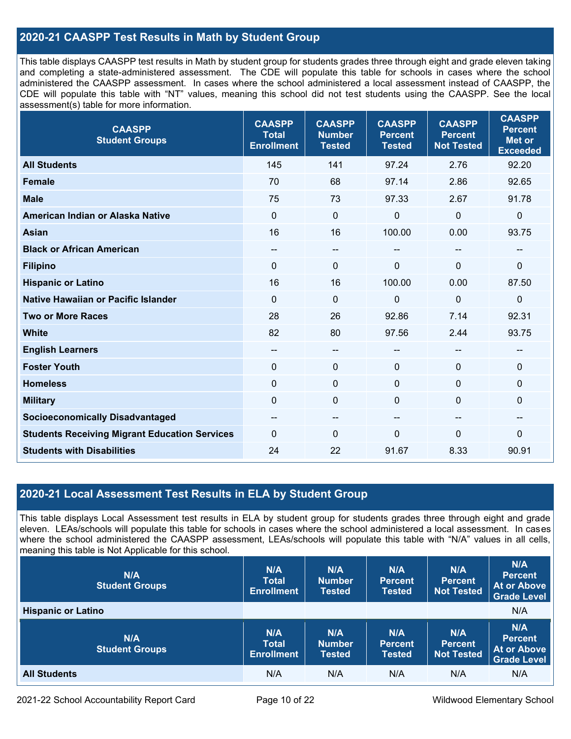## 2020-21 CAASPP Test Results in Math by Student Group

This table displays CAASPP test results in Math by student group for students grades three through eight and grade eleven taking and completing a state-administered assessment. The CDE will populate this table for schools in cases where the school administered the CAASPP assessment. In cases where the school administered a local assessment instead of CAASPP, the CDE will populate this table with "NT" values, meaning this school did not test students using the CAASPP. See the local assessment(s) table for more information.

| CAASPP Student Groups | CAASPP Total Enrollment | CAASPP Number Tested | CAASPP Percent Tested | CAASPP Percent Not Tested | CAASPP Percent Met or Exceeded |
|---|---|---|---|---|---|
| **All Students** | 145 | 141 | 97.24 | 2.76 | 92.20 |
| **Female** | 70 | 68 | 97.14 | 2.86 | 92.65 |
| **Male** | 75 | 73 | 97.33 | 2.67 | 91.78 |
| **American Indian or Alaska Native** | 0 | 0 | 0 | 0 | 0 |
| **Asian** | 16 | 16 | 100.00 | 0.00 | 93.75 |
| **Black or African American** | -- | -- | -- | -- | -- |
| **Filipino** | 0 | 0 | 0 | 0 | 0 |
| **Hispanic or Latino** | 16 | 16 | 100.00 | 0.00 | 87.50 |
| **Native Hawaiian or Pacific Islander** | 0 | 0 | 0 | 0 | 0 |
| **Two or More Races** | 28 | 26 | 92.86 | 7.14 | 92.31 |
| **White** | 82 | 80 | 97.56 | 2.44 | 93.75 |
| **English Learners** | -- | -- | -- | -- | -- |
| **Foster Youth** | 0 | 0 | 0 | 0 | 0 |
| **Homeless** | 0 | 0 | 0 | 0 | 0 |
| **Military** | 0 | 0 | 0 | 0 | 0 |
| **Socioeconomically Disadvantaged** | -- | -- | -- | -- | -- |
| **Students Receiving Migrant Education Services** | 0 | 0 | 0 | 0 | 0 |
| **Students with Disabilities** | 24 | 22 | 91.67 | 8.33 | 90.91 |

## 2020-21 Local Assessment Test Results in ELA by Student Group

This table displays Local Assessment test results in ELA by student group for students grades three through eight and grade eleven. LEAs/schools will populate this table for schools in cases where the school administered a local assessment. In cases where the school administered the CAASPP assessment, LEAs/schools will populate this table with "N/A" values in all cells, meaning this table is Not Applicable for this school.

| N/A Student Groups | N/A Total Enrollment | N/A Number Tested | N/A Percent Tested | N/A Percent Not Tested | N/A Percent At or Above Grade Level |
|---|---|---|---|---|---|
| **Hispanic or Latino** | | | | | N/A |

| N/A Student Groups | N/A Total Enrollment | N/A Number Tested | N/A Percent Tested | N/A Percent Not Tested | N/A Percent At or Above Grade Level |
|---|---|---|---|---|---|
| **All Students** | N/A | N/A | N/A | N/A | N/A |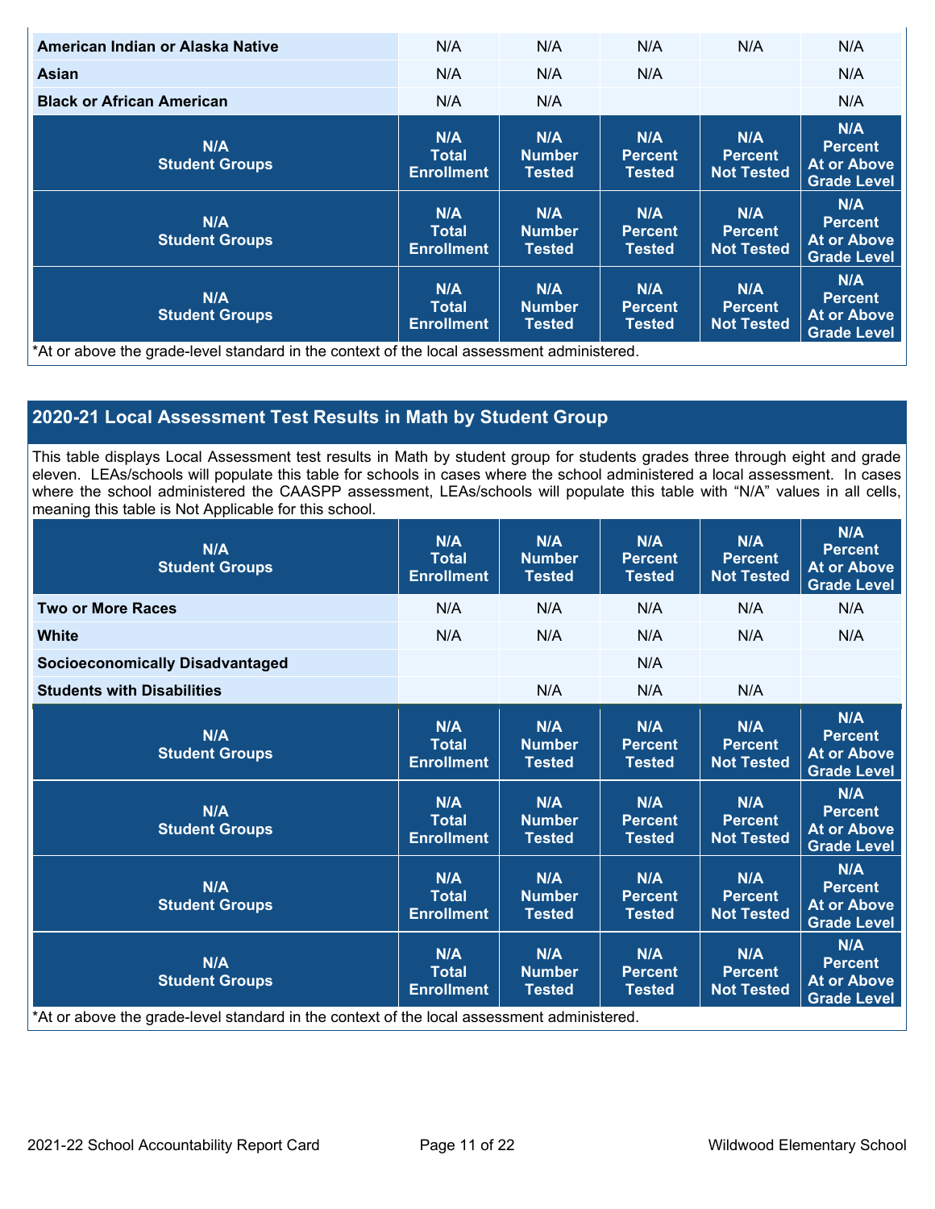| American Indian or Alaska Native | N/A | N/A | N/A | N/A | N/A |
|---|---|---|---|---|---|
| Asian | N/A | N/A | N/A | | N/A |
| Black or African American | N/A | N/A | | | N/A |
| N/A Student Groups | N/A Total Enrollment | N/A Number Tested | N/A Percent Tested | N/A Percent Not Tested | N/A Percent At or Above Grade Level |
| N/A Student Groups | N/A Total Enrollment | N/A Number Tested | N/A Percent Tested | N/A Percent Not Tested | N/A Percent At or Above Grade Level |
| N/A Student Groups | N/A Total Enrollment | N/A Number Tested | N/A Percent Tested | N/A Percent Not Tested | N/A Percent At or Above Grade Level |

*At or above the grade-level standard in the context of the local assessment administered.

## 2020-21 Local Assessment Test Results in Math by Student Group

This table displays Local Assessment test results in Math by student group for students grades three through eight and grade eleven. LEAs/schools will populate this table for schools in cases where the school administered a local assessment. In cases where the school administered the CAASPP assessment, LEAs/schools will populate this table with "N/A" values in all cells, meaning this table is Not Applicable for this school.

| N/A Student Groups | N/A Total Enrollment | N/A Number Tested | N/A Percent Tested | N/A Percent Not Tested | N/A Percent At or Above Grade Level |
|---|---|---|---|---|---|
| Two or More Races | N/A | N/A | N/A | N/A | N/A |
| White | N/A | N/A | N/A | N/A | N/A |
| Socioeconomically Disadvantaged | | | N/A | | |
| Students with Disabilities | | N/A | N/A | N/A | |
| N/A Student Groups | N/A Total Enrollment | N/A Number Tested | N/A Percent Tested | N/A Percent Not Tested | N/A Percent At or Above Grade Level |
| N/A Student Groups | N/A Total Enrollment | N/A Number Tested | N/A Percent Tested | N/A Percent Not Tested | N/A Percent At or Above Grade Level |
| N/A Student Groups | N/A Total Enrollment | N/A Number Tested | N/A Percent Tested | N/A Percent Not Tested | N/A Percent At or Above Grade Level |
| N/A Student Groups | N/A Total Enrollment | N/A Number Tested | N/A Percent Tested | N/A Percent Not Tested | N/A Percent At or Above Grade Level |

*At or above the grade-level standard in the context of the local assessment administered.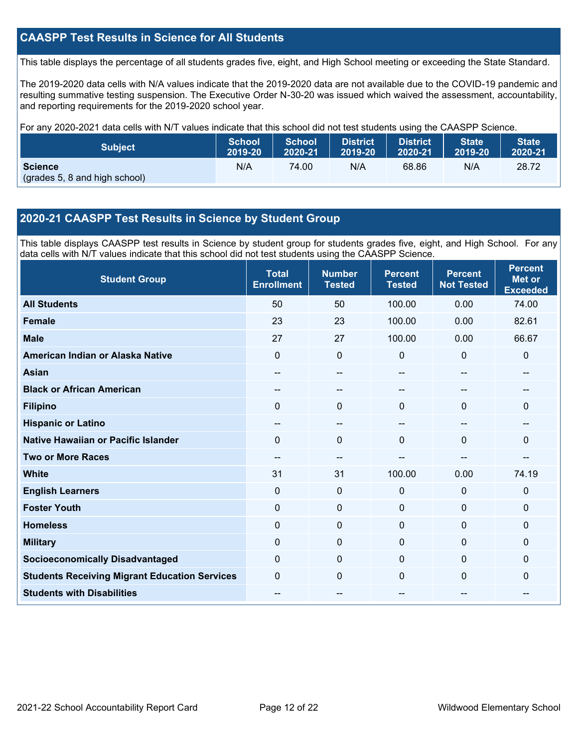## CAASPP Test Results in Science for All Students

This table displays the percentage of all students grades five, eight, and High School meeting or exceeding the State Standard.

The 2019-2020 data cells with N/A values indicate that the 2019-2020 data are not available due to the COVID-19 pandemic and resulting summative testing suspension. The Executive Order N-30-20 was issued which waived the assessment, accountability, and reporting requirements for the 2019-2020 school year.

For any 2020-2021 data cells with N/T values indicate that this school did not test students using the CAASPP Science.

| Subject | School 2019-20 | School 2020-21 | District 2019-20 | District 2020-21 | State 2019-20 | State 2020-21 |
|---|---|---|---|---|---|---|
| **Science** (grades 5, 8 and high school) | N/A | 74.00 | N/A | 68.86 | N/A | 28.72 |

## 2020-21 CAASPP Test Results in Science by Student Group

This table displays CAASPP test results in Science by student group for students grades five, eight, and High School. For any data cells with N/T values indicate that this school did not test students using the CAASPP Science.

| Student Group | Total Enrollment | Number Tested | Percent Tested | Percent Not Tested | Percent Met or Exceeded |
|---|---|---|---|---|---|
| **All Students** | 50 | 50 | 100.00 | 0.00 | 74.00 |
| **Female** | 23 | 23 | 100.00 | 0.00 | 82.61 |
| **Male** | 27 | 27 | 100.00 | 0.00 | 66.67 |
| **American Indian or Alaska Native** | 0 | 0 | 0 | 0 | 0 |
| **Asian** | -- | -- | -- | -- | -- |
| **Black or African American** | -- | -- | -- | -- | -- |
| **Filipino** | 0 | 0 | 0 | 0 | 0 |
| **Hispanic or Latino** | -- | -- | -- | -- | -- |
| **Native Hawaiian or Pacific Islander** | 0 | 0 | 0 | 0 | 0 |
| **Two or More Races** | -- | -- | -- | -- | -- |
| **White** | 31 | 31 | 100.00 | 0.00 | 74.19 |
| **English Learners** | 0 | 0 | 0 | 0 | 0 |
| **Foster Youth** | 0 | 0 | 0 | 0 | 0 |
| **Homeless** | 0 | 0 | 0 | 0 | 0 |
| **Military** | 0 | 0 | 0 | 0 | 0 |
| **Socioeconomically Disadvantaged** | 0 | 0 | 0 | 0 | 0 |
| **Students Receiving Migrant Education Services** | 0 | 0 | 0 | 0 | 0 |
| **Students with Disabilities** | -- | -- | -- | -- | -- |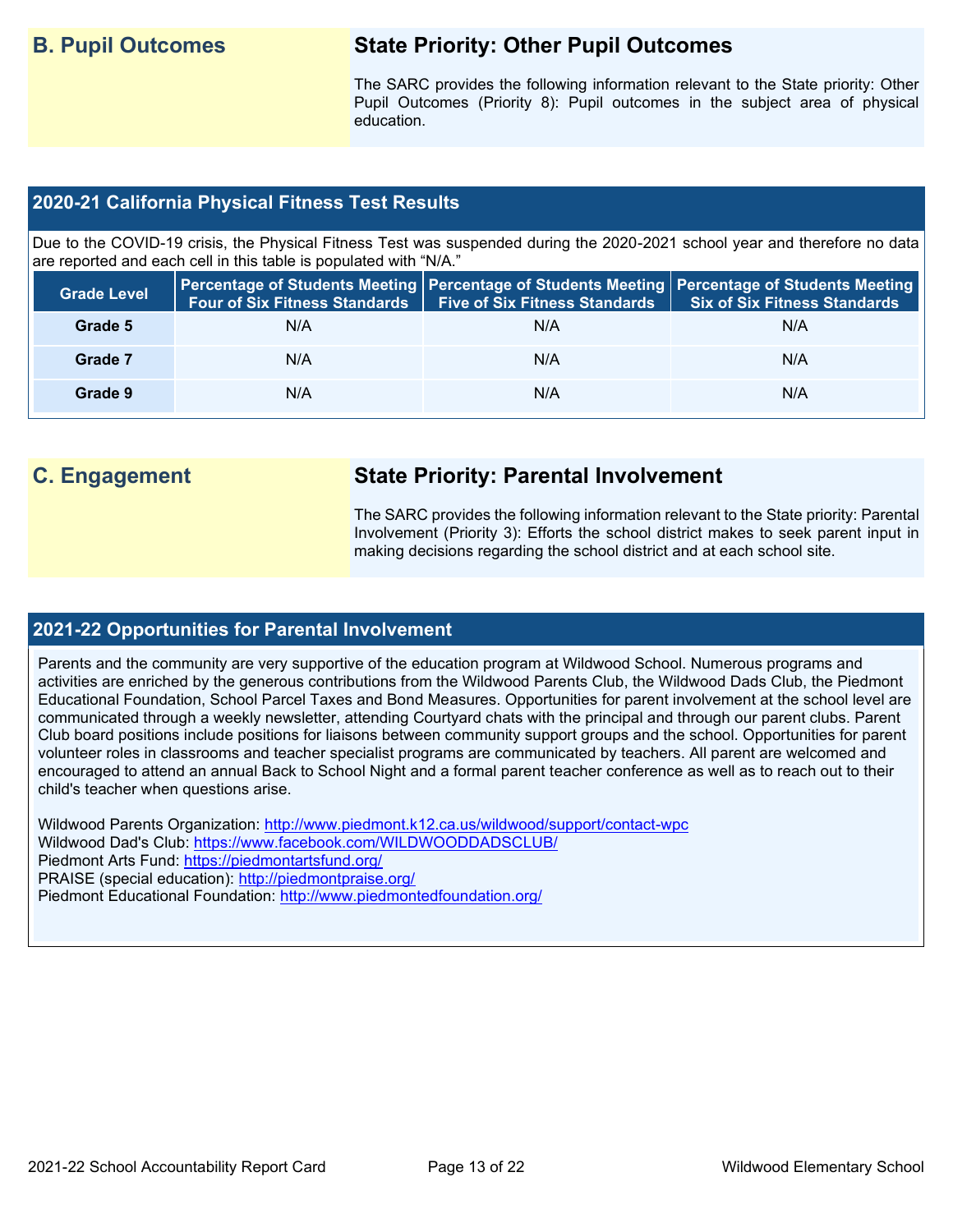## B. Pupil Outcomes

### State Priority: Other Pupil Outcomes

The SARC provides the following information relevant to the State priority: Other Pupil Outcomes (Priority 8): Pupil outcomes in the subject area of physical education.

### 2020-21 California Physical Fitness Test Results

Due to the COVID-19 crisis, the Physical Fitness Test was suspended during the 2020-2021 school year and therefore no data are reported and each cell in this table is populated with "N/A."

| Grade Level | Percentage of Students Meeting Four of Six Fitness Standards | Percentage of Students Meeting Five of Six Fitness Standards | Percentage of Students Meeting Six of Six Fitness Standards |
|---|---|---|---|
| Grade 5 | N/A | N/A | N/A |
| Grade 7 | N/A | N/A | N/A |
| Grade 9 | N/A | N/A | N/A |

## C. Engagement

### State Priority: Parental Involvement

The SARC provides the following information relevant to the State priority: Parental Involvement (Priority 3): Efforts the school district makes to seek parent input in making decisions regarding the school district and at each school site.

### 2021-22 Opportunities for Parental Involvement

Parents and the community are very supportive of the education program at Wildwood School. Numerous programs and activities are enriched by the generous contributions from the Wildwood Parents Club, the Wildwood Dads Club, the Piedmont Educational Foundation, School Parcel Taxes and Bond Measures. Opportunities for parent involvement at the school level are communicated through a weekly newsletter, attending Courtyard chats with the principal and through our parent clubs. Parent Club board positions include positions for liaisons between community support groups and the school. Opportunities for parent volunteer roles in classrooms and teacher specialist programs are communicated by teachers. All parent are welcomed and encouraged to attend an annual Back to School Night and a formal parent teacher conference as well as to reach out to their child's teacher when questions arise.

Wildwood Parents Organization: http://www.piedmont.k12.ca.us/wildwood/support/contact-wpc
Wildwood Dad's Club: https://www.facebook.com/WILDWOODDADSCLUB/
Piedmont Arts Fund: https://piedmontartsfund.org/
PRAISE (special education): http://piedmontpraise.org/
Piedmont Educational Foundation: http://www.piedmontedfoundation.org/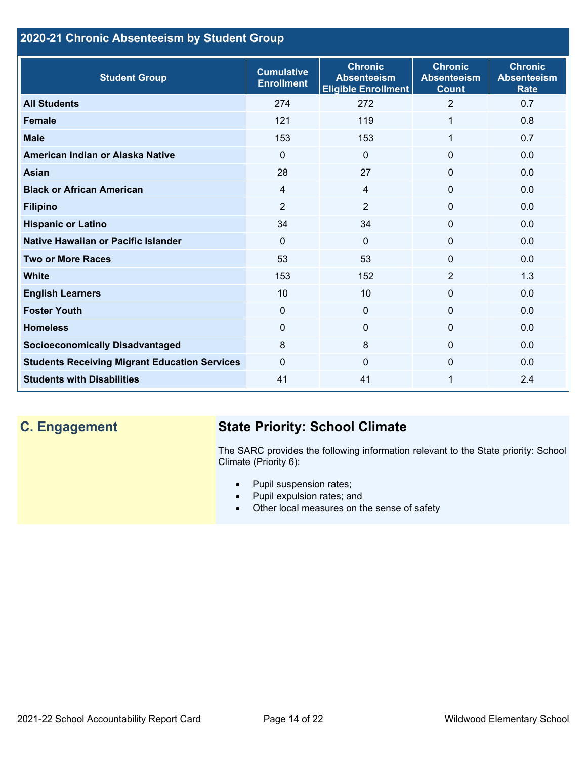## 2020-21 Chronic Absenteeism by Student Group

| Student Group | Cumulative Enrollment | Chronic Absenteeism Eligible Enrollment | Chronic Absenteeism Count | Chronic Absenteeism Rate |
|---|---|---|---|---|
| **All Students** | 274 | 272 | 2 | 0.7 |
| **Female** | 121 | 119 | 1 | 0.8 |
| **Male** | 153 | 153 | 1 | 0.7 |
| **American Indian or Alaska Native** | 0 | 0 | 0 | 0.0 |
| **Asian** | 28 | 27 | 0 | 0.0 |
| **Black or African American** | 4 | 4 | 0 | 0.0 |
| **Filipino** | 2 | 2 | 0 | 0.0 |
| **Hispanic or Latino** | 34 | 34 | 0 | 0.0 |
| **Native Hawaiian or Pacific Islander** | 0 | 0 | 0 | 0.0 |
| **Two or More Races** | 53 | 53 | 0 | 0.0 |
| **White** | 153 | 152 | 2 | 1.3 |
| **English Learners** | 10 | 10 | 0 | 0.0 |
| **Foster Youth** | 0 | 0 | 0 | 0.0 |
| **Homeless** | 0 | 0 | 0 | 0.0 |
| **Socioeconomically Disadvantaged** | 8 | 8 | 0 | 0.0 |
| **Students Receiving Migrant Education Services** | 0 | 0 | 0 | 0.0 |
| **Students with Disabilities** | 41 | 41 | 1 | 2.4 |

## C. Engagement

### State Priority: School Climate

The SARC provides the following information relevant to the State priority: School Climate (Priority 6):

- Pupil suspension rates;
- Pupil expulsion rates; and
- Other local measures on the sense of safety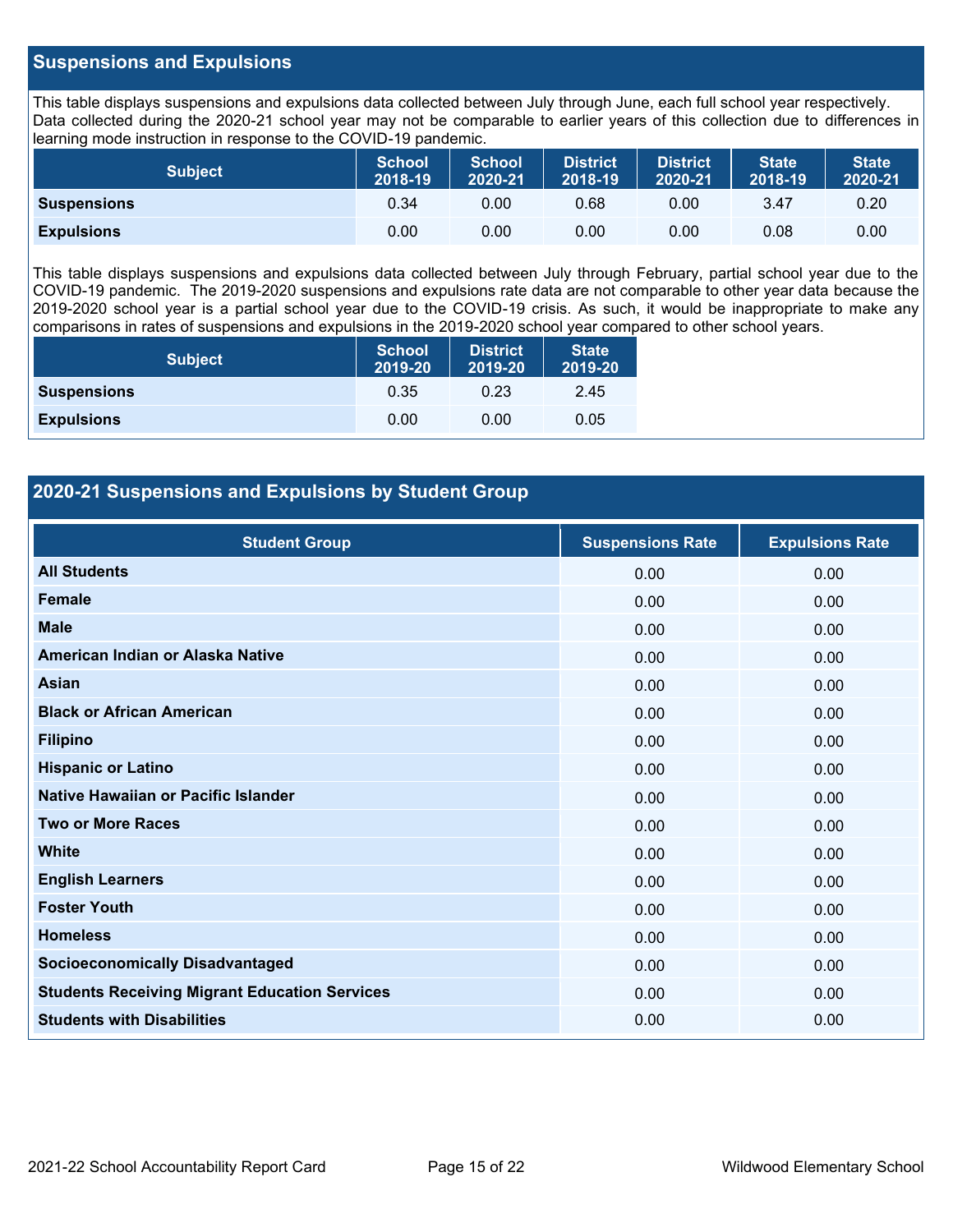## Suspensions and Expulsions

This table displays suspensions and expulsions data collected between July through June, each full school year respectively. Data collected during the 2020-21 school year may not be comparable to earlier years of this collection due to differences in learning mode instruction in response to the COVID-19 pandemic.

| Subject | School 2018-19 | School 2020-21 | District 2018-19 | District 2020-21 | State 2018-19 | State 2020-21 |
|---|---|---|---|---|---|---|
| **Suspensions** | 0.34 | 0.00 | 0.68 | 0.00 | 3.47 | 0.20 |
| **Expulsions** | 0.00 | 0.00 | 0.00 | 0.00 | 0.08 | 0.00 |

This table displays suspensions and expulsions data collected between July through February, partial school year due to the COVID-19 pandemic. The 2019-2020 suspensions and expulsions rate data are not comparable to other year data because the 2019-2020 school year is a partial school year due to the COVID-19 crisis. As such, it would be inappropriate to make any comparisons in rates of suspensions and expulsions in the 2019-2020 school year compared to other school years.

| Subject | School 2019-20 | District 2019-20 | State 2019-20 |
|---|---|---|---|
| **Suspensions** | 0.35 | 0.23 | 2.45 |
| **Expulsions** | 0.00 | 0.00 | 0.05 |

## 2020-21 Suspensions and Expulsions by Student Group

| Student Group | Suspensions Rate | Expulsions Rate |
|---|---|---|
| **All Students** | 0.00 | 0.00 |
| **Female** | 0.00 | 0.00 |
| **Male** | 0.00 | 0.00 |
| **American Indian or Alaska Native** | 0.00 | 0.00 |
| **Asian** | 0.00 | 0.00 |
| **Black or African American** | 0.00 | 0.00 |
| **Filipino** | 0.00 | 0.00 |
| **Hispanic or Latino** | 0.00 | 0.00 |
| **Native Hawaiian or Pacific Islander** | 0.00 | 0.00 |
| **Two or More Races** | 0.00 | 0.00 |
| **White** | 0.00 | 0.00 |
| **English Learners** | 0.00 | 0.00 |
| **Foster Youth** | 0.00 | 0.00 |
| **Homeless** | 0.00 | 0.00 |
| **Socioeconomically Disadvantaged** | 0.00 | 0.00 |
| **Students Receiving Migrant Education Services** | 0.00 | 0.00 |
| **Students with Disabilities** | 0.00 | 0.00 |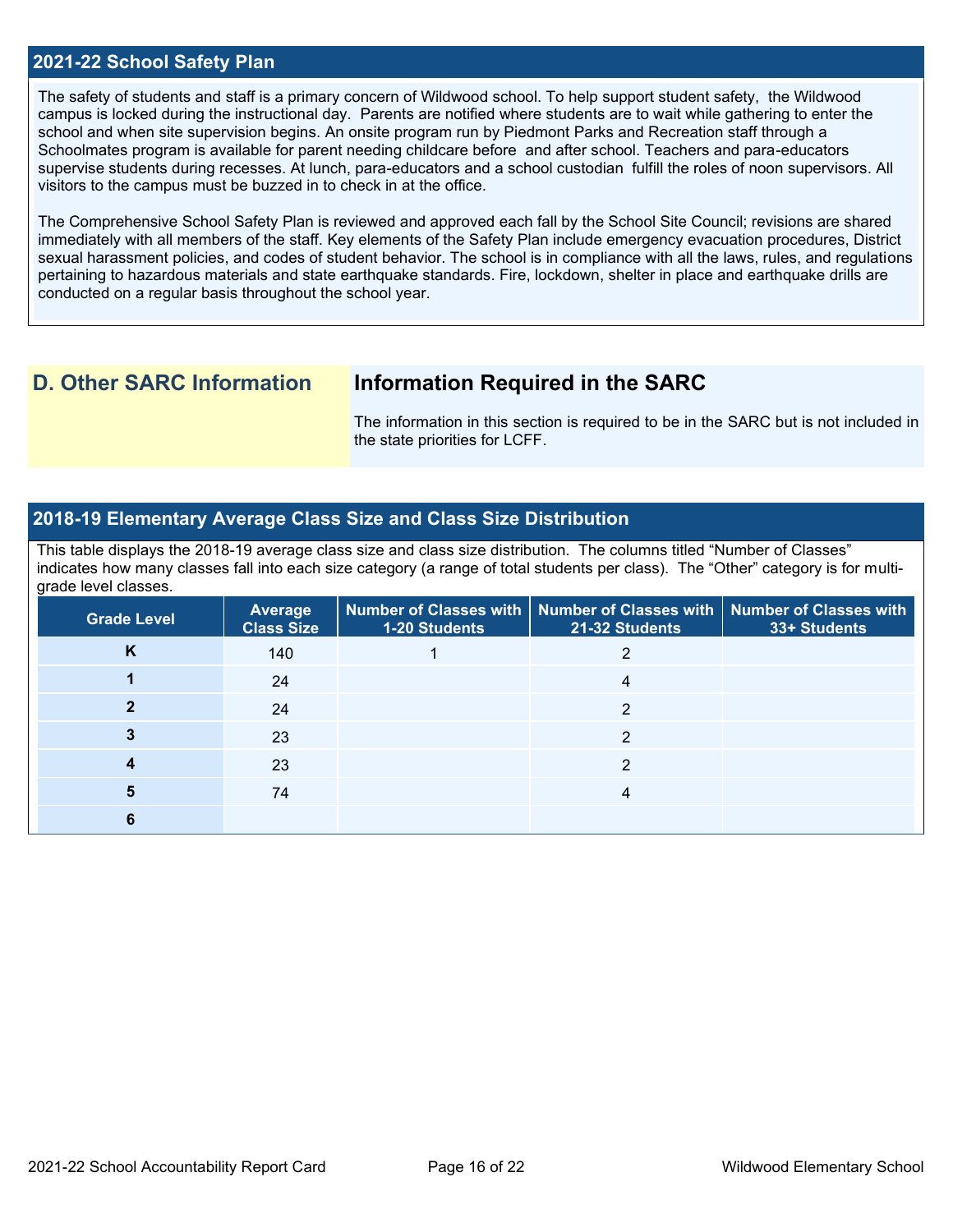## 2021-22 School Safety Plan

The safety of students and staff is a primary concern of Wildwood school. To help support student safety, the Wildwood campus is locked during the instructional day. Parents are notified where students are to wait while gathering to enter the school and when site supervision begins. An onsite program run by Piedmont Parks and Recreation staff through a Schoolmates program is available for parent needing childcare before and after school. Teachers and para-educators supervise students during recesses. At lunch, para-educators and a school custodian fulfill the roles of noon supervisors. All visitors to the campus must be buzzed in to check in at the office.

The Comprehensive School Safety Plan is reviewed and approved each fall by the School Site Council; revisions are shared immediately with all members of the staff. Key elements of the Safety Plan include emergency evacuation procedures, District sexual harassment policies, and codes of student behavior. The school is in compliance with all the laws, rules, and regulations pertaining to hazardous materials and state earthquake standards. Fire, lockdown, shelter in place and earthquake drills are conducted on a regular basis throughout the school year.

## D. Other SARC Information

### Information Required in the SARC

The information in this section is required to be in the SARC but is not included in the state priorities for LCFF.

## 2018-19 Elementary Average Class Size and Class Size Distribution

This table displays the 2018-19 average class size and class size distribution. The columns titled "Number of Classes" indicates how many classes fall into each size category (a range of total students per class). The "Other" category is for multi-grade level classes.

| Grade Level | Average Class Size | Number of Classes with 1-20 Students | Number of Classes with 21-32 Students | Number of Classes with 33+ Students |
|---|---|---|---|---|
| K | 140 | 1 | 2 | |
| 1 | 24 | | 4 | |
| 2 | 24 | | 2 | |
| 3 | 23 | | 2 | |
| 4 | 23 | | 2 | |
| 5 | 74 | | 4 | |
| 6 | | | | |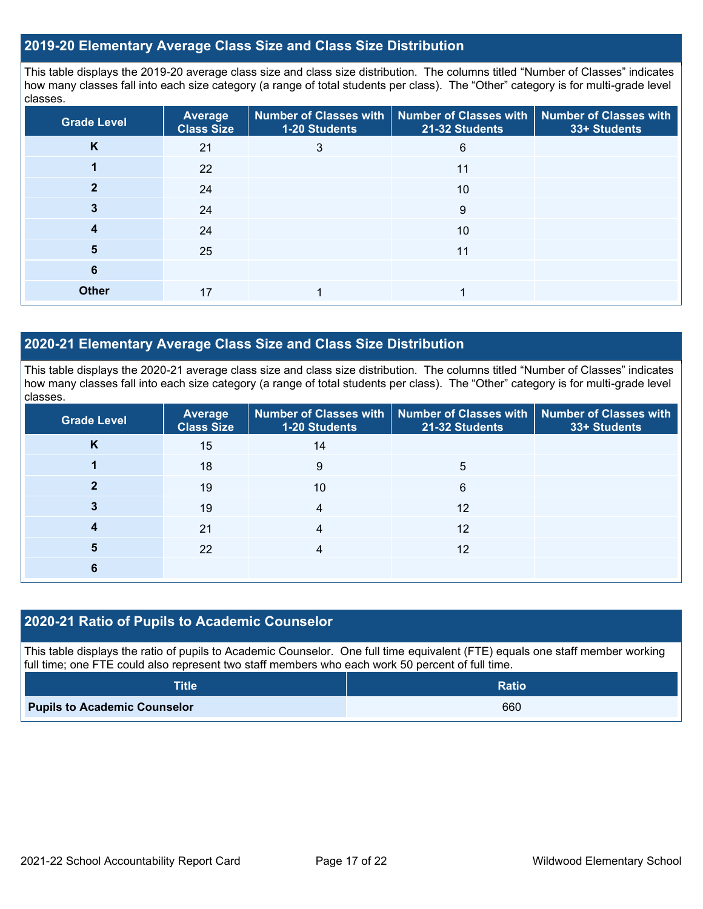## 2019-20 Elementary Average Class Size and Class Size Distribution

This table displays the 2019-20 average class size and class size distribution. The columns titled "Number of Classes" indicates how many classes fall into each size category (a range of total students per class). The "Other" category is for multi-grade level classes.

| Grade Level | Average Class Size | Number of Classes with 1-20 Students | Number of Classes with 21-32 Students | Number of Classes with 33+ Students |
|---|---|---|---|---|
| **K** | 21 | 3 | 6 | |
| **1** | 22 | | 11 | |
| **2** | 24 | | 10 | |
| **3** | 24 | | 9 | |
| **4** | 24 | | 10 | |
| **5** | 25 | | 11 | |
| **6** | | | | |
| **Other** | 17 | 1 | 1 | |

## 2020-21 Elementary Average Class Size and Class Size Distribution

This table displays the 2020-21 average class size and class size distribution. The columns titled "Number of Classes" indicates how many classes fall into each size category (a range of total students per class). The "Other" category is for multi-grade level classes.

| Grade Level | Average Class Size | Number of Classes with 1-20 Students | Number of Classes with 21-32 Students | Number of Classes with 33+ Students |
|---|---|---|---|---|
| **K** | 15 | 14 | | |
| **1** | 18 | 9 | 5 | |
| **2** | 19 | 10 | 6 | |
| **3** | 19 | 4 | 12 | |
| **4** | 21 | 4 | 12 | |
| **5** | 22 | 4 | 12 | |
| **6** | | | | |

## 2020-21 Ratio of Pupils to Academic Counselor

This table displays the ratio of pupils to Academic Counselor. One full time equivalent (FTE) equals one staff member working full time; one FTE could also represent two staff members who each work 50 percent of full time.

| Title | Ratio |
|---|---|
| **Pupils to Academic Counselor** | 660 |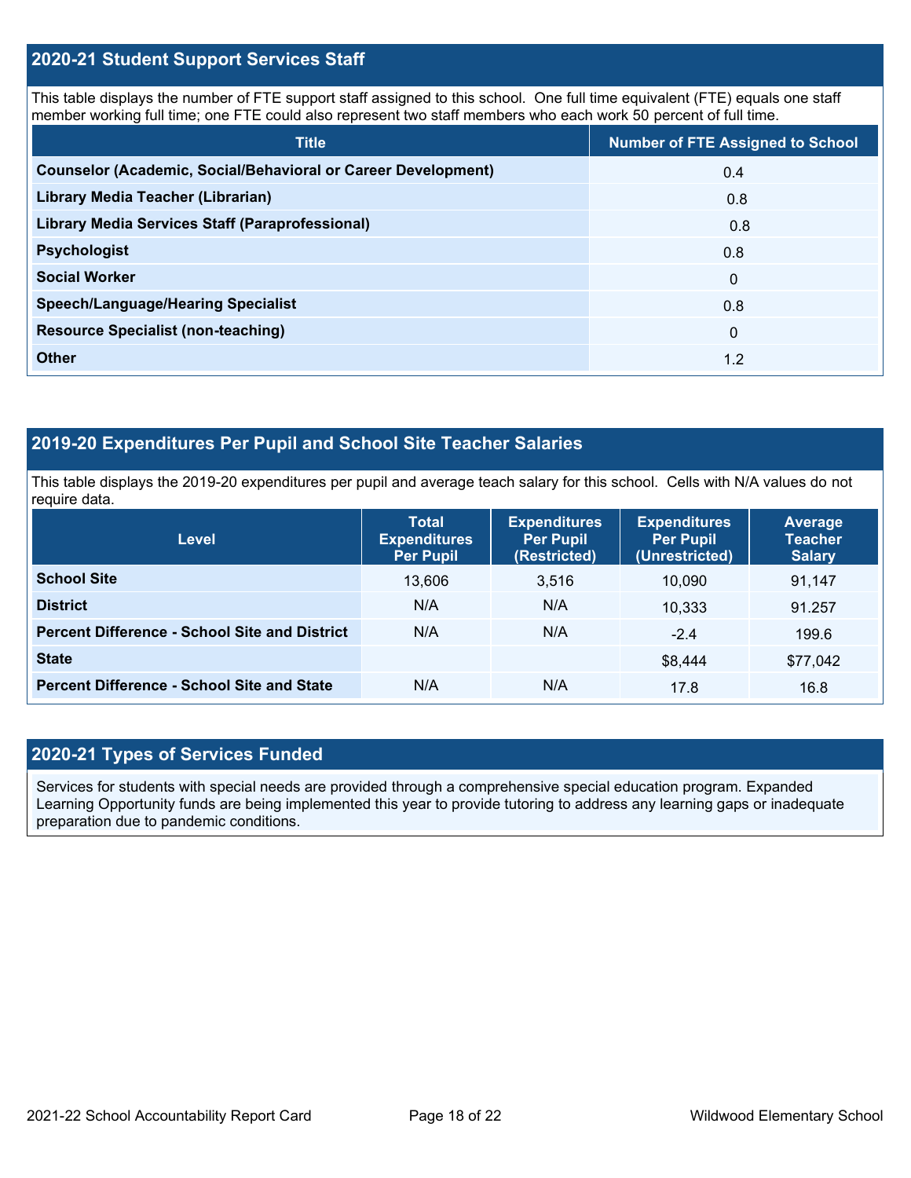## 2020-21 Student Support Services Staff

This table displays the number of FTE support staff assigned to this school. One full time equivalent (FTE) equals one staff member working full time; one FTE could also represent two staff members who each work 50 percent of full time.

| Title | Number of FTE Assigned to School |
|---|---|
| Counselor (Academic, Social/Behavioral or Career Development) | 0.4 |
| Library Media Teacher (Librarian) | 0.8 |
| Library Media Services Staff (Paraprofessional) | 0.8 |
| Psychologist | 0.8 |
| Social Worker | 0 |
| Speech/Language/Hearing Specialist | 0.8 |
| Resource Specialist (non-teaching) | 0 |
| Other | 1.2 |

## 2019-20 Expenditures Per Pupil and School Site Teacher Salaries

This table displays the 2019-20 expenditures per pupil and average teach salary for this school. Cells with N/A values do not require data.

| Level | Total Expenditures Per Pupil | Expenditures Per Pupil (Restricted) | Expenditures Per Pupil (Unrestricted) | Average Teacher Salary |
|---|---|---|---|---|
| School Site | 13,606 | 3,516 | 10,090 | 91,147 |
| District | N/A | N/A | 10,333 | 91.257 |
| Percent Difference - School Site and District | N/A | N/A | -2.4 | 199.6 |
| State | | | $8,444 | $77,042 |
| Percent Difference - School Site and State | N/A | N/A | 17.8 | 16.8 |

## 2020-21 Types of Services Funded

Services for students with special needs are provided through a comprehensive special education program. Expanded Learning Opportunity funds are being implemented this year to provide tutoring to address any learning gaps or inadequate preparation due to pandemic conditions.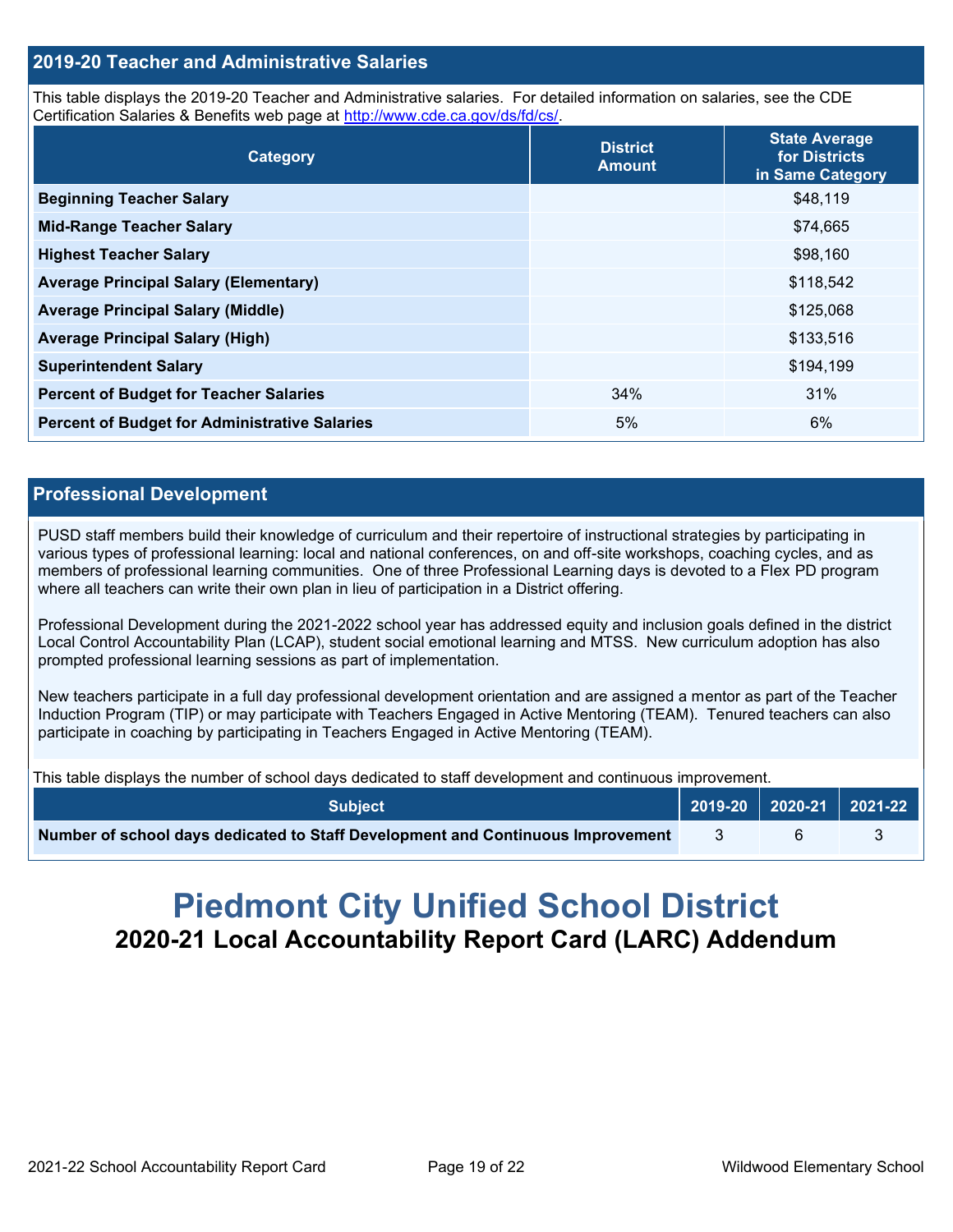## 2019-20 Teacher and Administrative Salaries

This table displays the 2019-20 Teacher and Administrative salaries. For detailed information on salaries, see the CDE Certification Salaries & Benefits web page at http://www.cde.ca.gov/ds/fd/cs/.

| Category | District Amount | State Average for Districts in Same Category |
|---|---|---|
| **Beginning Teacher Salary** | | $48,119 |
| **Mid-Range Teacher Salary** | | $74,665 |
| **Highest Teacher Salary** | | $98,160 |
| **Average Principal Salary (Elementary)** | | $118,542 |
| **Average Principal Salary (Middle)** | | $125,068 |
| **Average Principal Salary (High)** | | $133,516 |
| **Superintendent Salary** | | $194,199 |
| **Percent of Budget for Teacher Salaries** | 34% | 31% |
| **Percent of Budget for Administrative Salaries** | 5% | 6% |

## Professional Development

PUSD staff members build their knowledge of curriculum and their repertoire of instructional strategies by participating in various types of professional learning: local and national conferences, on and off-site workshops, coaching cycles, and as members of professional learning communities. One of three Professional Learning days is devoted to a Flex PD program where all teachers can write their own plan in lieu of participation in a District offering.

Professional Development during the 2021-2022 school year has addressed equity and inclusion goals defined in the district Local Control Accountability Plan (LCAP), student social emotional learning and MTSS. New curriculum adoption has also prompted professional learning sessions as part of implementation.

New teachers participate in a full day professional development orientation and are assigned a mentor as part of the Teacher Induction Program (TIP) or may participate with Teachers Engaged in Active Mentoring (TEAM). Tenured teachers can also participate in coaching by participating in Teachers Engaged in Active Mentoring (TEAM).

This table displays the number of school days dedicated to staff development and continuous improvement.

| Subject | 2019-20 | 2020-21 | 2021-22 |
|---|---|---|---|
| **Number of school days dedicated to Staff Development and Continuous Improvement** | 3 | 6 | 3 |

# Piedmont City Unified School District

## 2020-21 Local Accountability Report Card (LARC) Addendum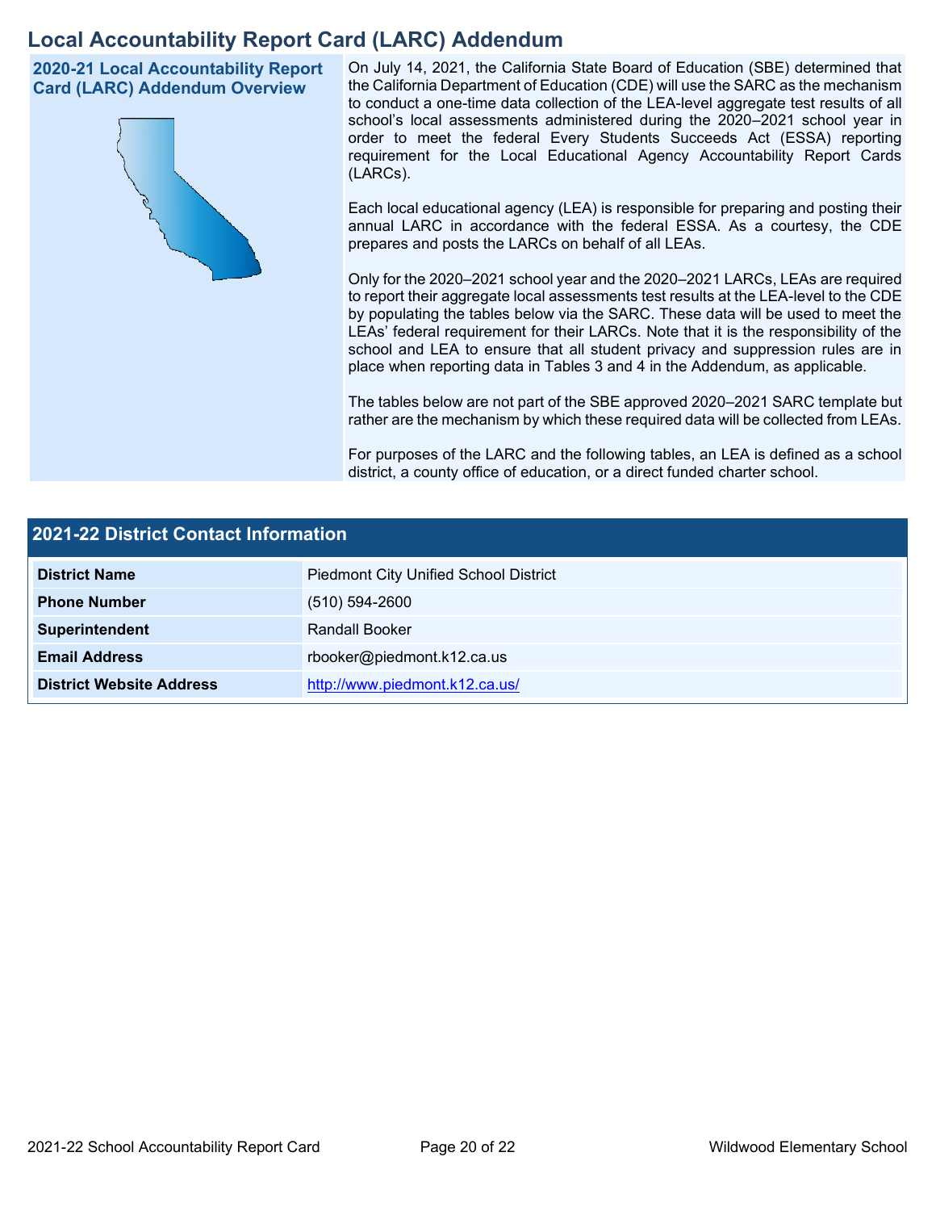# Local Accountability Report Card (LARC) Addendum

## 2020-21 Local Accountability Report Card (LARC) Addendum Overview

On July 14, 2021, the California State Board of Education (SBE) determined that the California Department of Education (CDE) will use the SARC as the mechanism to conduct a one-time data collection of the LEA-level aggregate test results of all school's local assessments administered during the 2020–2021 school year in order to meet the federal Every Students Succeeds Act (ESSA) reporting requirement for the Local Educational Agency Accountability Report Cards (LARCs).

Each local educational agency (LEA) is responsible for preparing and posting their annual LARC in accordance with the federal ESSA. As a courtesy, the CDE prepares and posts the LARCs on behalf of all LEAs.

Only for the 2020–2021 school year and the 2020–2021 LARCs, LEAs are required to report their aggregate local assessments test results at the LEA-level to the CDE by populating the tables below via the SARC. These data will be used to meet the LEAs' federal requirement for their LARCs. Note that it is the responsibility of the school and LEA to ensure that all student privacy and suppression rules are in place when reporting data in Tables 3 and 4 in the Addendum, as applicable.

The tables below are not part of the SBE approved 2020–2021 SARC template but rather are the mechanism by which these required data will be collected from LEAs.

For purposes of the LARC and the following tables, an LEA is defined as a school district, a county office of education, or a direct funded charter school.

## 2021-22 District Contact Information

| | |
|---|---|
| **District Name** | Piedmont City Unified School District |
| **Phone Number** | (510) 594-2600 |
| **Superintendent** | Randall Booker |
| **Email Address** | rbooker@piedmont.k12.ca.us |
| **District Website Address** | http://www.piedmont.k12.ca.us/ |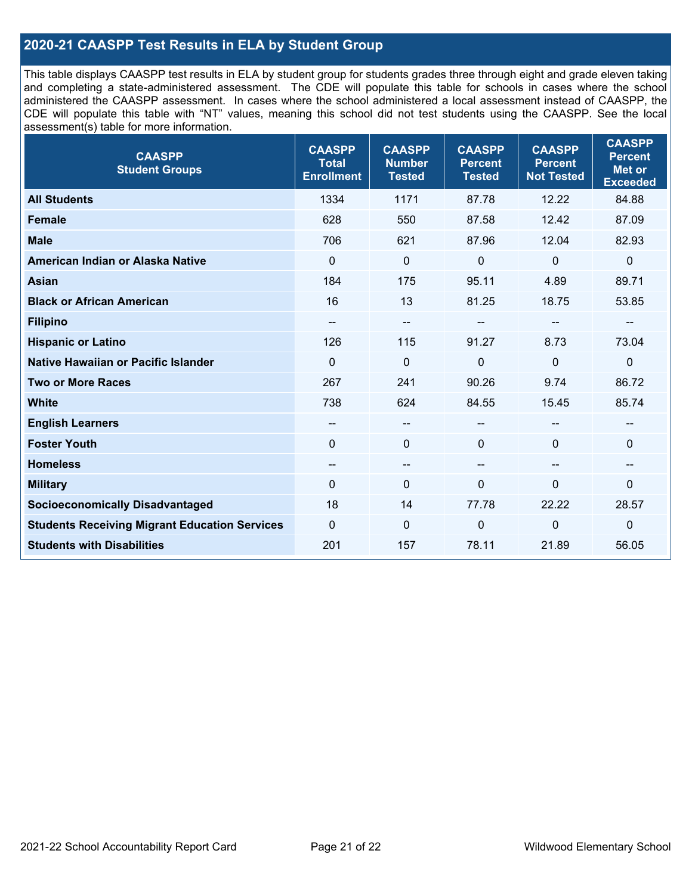## 2020-21 CAASPP Test Results in ELA by Student Group

This table displays CAASPP test results in ELA by student group for students grades three through eight and grade eleven taking and completing a state-administered assessment. The CDE will populate this table for schools in cases where the school administered the CAASPP assessment. In cases where the school administered a local assessment instead of CAASPP, the CDE will populate this table with "NT" values, meaning this school did not test students using the CAASPP. See the local assessment(s) table for more information.

| CAASPP Student Groups | CAASPP Total Enrollment | CAASPP Number Tested | CAASPP Percent Tested | CAASPP Percent Not Tested | CAASPP Percent Met or Exceeded |
|---|---|---|---|---|---|
| **All Students** | 1334 | 1171 | 87.78 | 12.22 | 84.88 |
| **Female** | 628 | 550 | 87.58 | 12.42 | 87.09 |
| **Male** | 706 | 621 | 87.96 | 12.04 | 82.93 |
| **American Indian or Alaska Native** | 0 | 0 | 0 | 0 | 0 |
| **Asian** | 184 | 175 | 95.11 | 4.89 | 89.71 |
| **Black or African American** | 16 | 13 | 81.25 | 18.75 | 53.85 |
| **Filipino** | -- | -- | -- | -- | -- |
| **Hispanic or Latino** | 126 | 115 | 91.27 | 8.73 | 73.04 |
| **Native Hawaiian or Pacific Islander** | 0 | 0 | 0 | 0 | 0 |
| **Two or More Races** | 267 | 241 | 90.26 | 9.74 | 86.72 |
| **White** | 738 | 624 | 84.55 | 15.45 | 85.74 |
| **English Learners** | -- | -- | -- | -- | -- |
| **Foster Youth** | 0 | 0 | 0 | 0 | 0 |
| **Homeless** | -- | -- | -- | -- | -- |
| **Military** | 0 | 0 | 0 | 0 | 0 |
| **Socioeconomically Disadvantaged** | 18 | 14 | 77.78 | 22.22 | 28.57 |
| **Students Receiving Migrant Education Services** | 0 | 0 | 0 | 0 | 0 |
| **Students with Disabilities** | 201 | 157 | 78.11 | 21.89 | 56.05 |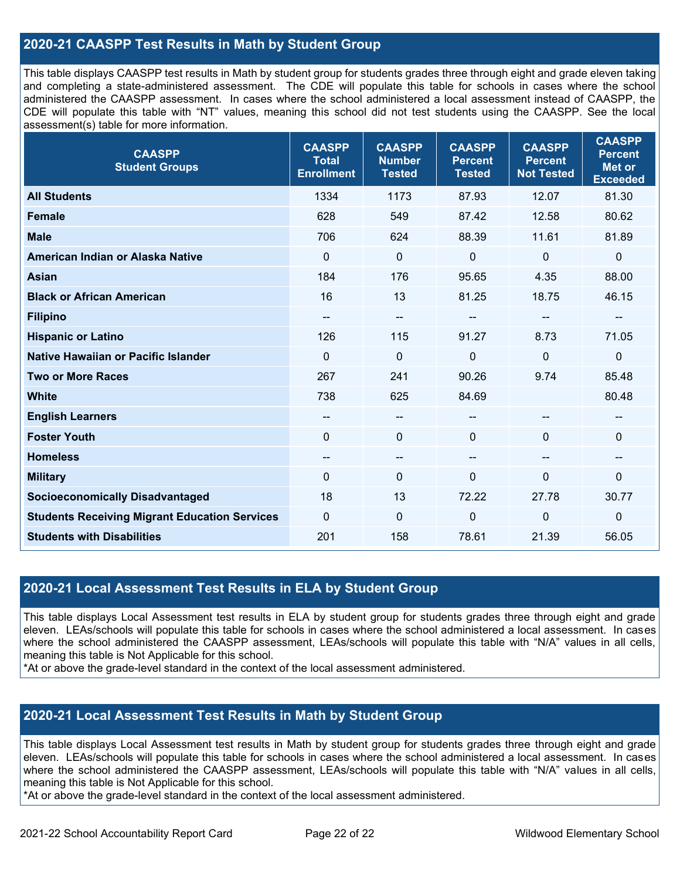## 2020-21 CAASPP Test Results in Math by Student Group

This table displays CAASPP test results in Math by student group for students grades three through eight and grade eleven taking and completing a state-administered assessment. The CDE will populate this table for schools in cases where the school administered the CAASPP assessment. In cases where the school administered a local assessment instead of CAASPP, the CDE will populate this table with "NT" values, meaning this school did not test students using the CAASPP. See the local assessment(s) table for more information.

| CAASPP Student Groups | CAASPP Total Enrollment | CAASPP Number Tested | CAASPP Percent Tested | CAASPP Percent Not Tested | CAASPP Percent Met or Exceeded |
|---|---|---|---|---|---|
| **All Students** | 1334 | 1173 | 87.93 | 12.07 | 81.30 |
| **Female** | 628 | 549 | 87.42 | 12.58 | 80.62 |
| **Male** | 706 | 624 | 88.39 | 11.61 | 81.89 |
| **American Indian or Alaska Native** | 0 | 0 | 0 | 0 | 0 |
| **Asian** | 184 | 176 | 95.65 | 4.35 | 88.00 |
| **Black or African American** | 16 | 13 | 81.25 | 18.75 | 46.15 |
| **Filipino** | -- | -- | -- | -- | -- |
| **Hispanic or Latino** | 126 | 115 | 91.27 | 8.73 | 71.05 |
| **Native Hawaiian or Pacific Islander** | 0 | 0 | 0 | 0 | 0 |
| **Two or More Races** | 267 | 241 | 90.26 | 9.74 | 85.48 |
| **White** | 738 | 625 | 84.69 | | 80.48 |
| **English Learners** | -- | -- | -- | -- | -- |
| **Foster Youth** | 0 | 0 | 0 | 0 | 0 |
| **Homeless** | -- | -- | -- | -- | -- |
| **Military** | 0 | 0 | 0 | 0 | 0 |
| **Socioeconomically Disadvantaged** | 18 | 13 | 72.22 | 27.78 | 30.77 |
| **Students Receiving Migrant Education Services** | 0 | 0 | 0 | 0 | 0 |
| **Students with Disabilities** | 201 | 158 | 78.61 | 21.39 | 56.05 |

## 2020-21 Local Assessment Test Results in ELA by Student Group

This table displays Local Assessment test results in ELA by student group for students grades three through eight and grade eleven. LEAs/schools will populate this table for schools in cases where the school administered a local assessment. In cases where the school administered the CAASPP assessment, LEAs/schools will populate this table with "N/A" values in all cells, meaning this table is Not Applicable for this school.

*At or above the grade-level standard in the context of the local assessment administered.

## 2020-21 Local Assessment Test Results in Math by Student Group

This table displays Local Assessment test results in Math by student group for students grades three through eight and grade eleven. LEAs/schools will populate this table for schools in cases where the school administered a local assessment. In cases where the school administered the CAASPP assessment, LEAs/schools will populate this table with "N/A" values in all cells, meaning this table is Not Applicable for this school.

*At or above the grade-level standard in the context of the local assessment administered.